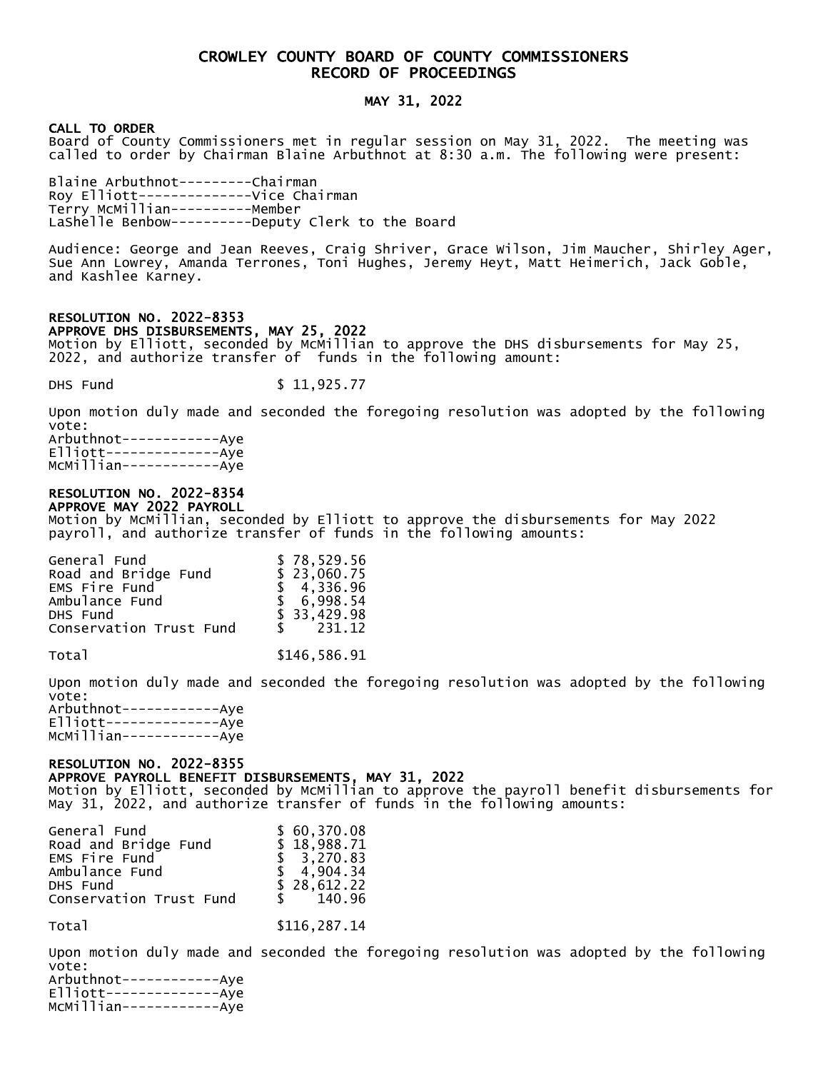# CROWLEY COUNTY BOARD OF COUNTY COMMISSIONERS
# RECORD OF PROCEEDINGS

## MAY 31, 2022

**CALL TO ORDER**
Board of County Commissioners met in regular session on May 31, 2022. The meeting was called to order by Chairman Blaine Arbuthnot at 8:30 a.m. The following were present:

Blaine Arbuthnot---------Chairman
Roy Elliott--------------Vice Chairman
Terry McMillian----------Member
LaShelle Benbow----------Deputy Clerk to the Board

Audience: George and Jean Reeves, Craig Shriver, Grace Wilson, Jim Maucher, Shirley Ager, Sue Ann Lowrey, Amanda Terrones, Toni Hughes, Jeremy Heyt, Matt Heimerich, Jack Goble, and Kashlee Karney.

**RESOLUTION NO. 2022-8353**
**APPROVE DHS DISBURSEMENTS, MAY 25, 2022**
Motion by Elliott, seconded by McMillian to approve the DHS disbursements for May 25, 2022, and authorize transfer of funds in the following amount:

| | |
|---|---|
| DHS Fund | $ 11,925.77 |

Upon motion duly made and seconded the foregoing resolution was adopted by the following vote:
Arbuthnot------------Aye
Elliott--------------Aye
McMillian------------Aye

**RESOLUTION NO. 2022-8354**
**APPROVE MAY 2022 PAYROLL**
Motion by McMillian, seconded by Elliott to approve the disbursements for May 2022 payroll, and authorize transfer of funds in the following amounts:

| | |
|---|---|
| General Fund | $ 78,529.56 |
| Road and Bridge Fund | $ 23,060.75 |
| EMS Fire Fund | $ 4,336.96 |
| Ambulance Fund | $ 6,998.54 |
| DHS Fund | $ 33,429.98 |
| Conservation Trust Fund | $ 231.12 |
| Total | $146,586.91 |

Upon motion duly made and seconded the foregoing resolution was adopted by the following vote:
Arbuthnot------------Aye
Elliott--------------Aye
McMillian------------Aye

**RESOLUTION NO. 2022-8355**
**APPROVE PAYROLL BENEFIT DISBURSEMENTS, MAY 31, 2022**
Motion by Elliott, seconded by McMillian to approve the payroll benefit disbursements for May 31, 2022, and authorize transfer of funds in the following amounts:

| | |
|---|---|
| General Fund | $ 60,370.08 |
| Road and Bridge Fund | $ 18,988.71 |
| EMS Fire Fund | $ 3,270.83 |
| Ambulance Fund | $ 4,904.34 |
| DHS Fund | $ 28,612.22 |
| Conservation Trust Fund | $ 140.96 |
| Total | $116,287.14 |

Upon motion duly made and seconded the foregoing resolution was adopted by the following vote:
Arbuthnot------------Aye
Elliott--------------Aye
McMillian------------Aye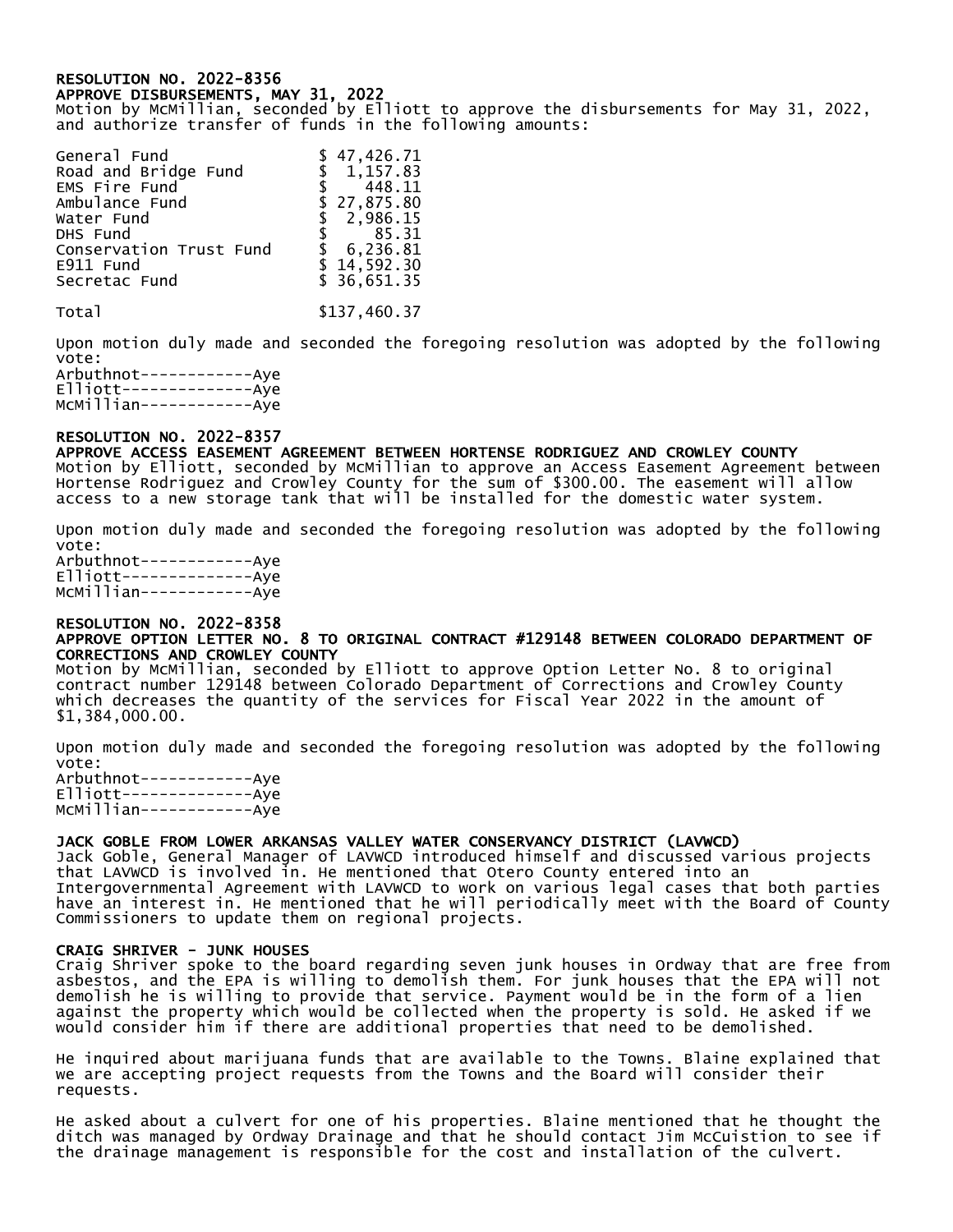**RESOLUTION NO. 2022-8356**
**APPROVE DISBURSEMENTS, MAY 31, 2022**
Motion by McMillian, seconded by Elliott to approve the disbursements for May 31, 2022, and authorize transfer of funds in the following amounts:

| | |
|---|---|
| General Fund | $ 47,426.71 |
| Road and Bridge Fund | $ 1,157.83 |
| EMS Fire Fund | $ 448.11 |
| Ambulance Fund | $ 27,875.80 |
| Water Fund | $ 2,986.15 |
| DHS Fund | $ 85.31 |
| Conservation Trust Fund | $ 6,236.81 |
| E911 Fund | $ 14,592.30 |
| Secretac Fund | $ 36,651.35 |
| Total | $137,460.37 |

Upon motion duly made and seconded the foregoing resolution was adopted by the following vote:
Arbuthnot------------Aye
Elliott--------------Aye
McMillian------------Aye

**RESOLUTION NO. 2022-8357**
**APPROVE ACCESS EASEMENT AGREEMENT BETWEEN HORTENSE RODRIGUEZ AND CROWLEY COUNTY**
Motion by Elliott, seconded by McMillian to approve an Access Easement Agreement between Hortense Rodriguez and Crowley County for the sum of $300.00. The easement will allow access to a new storage tank that will be installed for the domestic water system.

Upon motion duly made and seconded the foregoing resolution was adopted by the following vote:
Arbuthnot------------Aye
Elliott--------------Aye
McMillian------------Aye

**RESOLUTION NO. 2022-8358**
**APPROVE OPTION LETTER NO. 8 TO ORIGINAL CONTRACT #129148 BETWEEN COLORADO DEPARTMENT OF CORRECTIONS AND CROWLEY COUNTY**
Motion by McMillian, seconded by Elliott to approve Option Letter No. 8 to original contract number 129148 between Colorado Department of Corrections and Crowley County which decreases the quantity of the services for Fiscal Year 2022 in the amount of $1,384,000.00.

Upon motion duly made and seconded the foregoing resolution was adopted by the following vote:
Arbuthnot------------Aye
Elliott--------------Aye
McMillian------------Aye

**JACK GOBLE FROM LOWER ARKANSAS VALLEY WATER CONSERVANCY DISTRICT (LAVWCD)**
Jack Goble, General Manager of LAVWCD introduced himself and discussed various projects that LAVWCD is involved in. He mentioned that Otero County entered into an Intergovernmental Agreement with LAVWCD to work on various legal cases that both parties have an interest in. He mentioned that he will periodically meet with the Board of County Commissioners to update them on regional projects.

**CRAIG SHRIVER - JUNK HOUSES**
Craig Shriver spoke to the board regarding seven junk houses in Ordway that are free from asbestos, and the EPA is willing to demolish them. For junk houses that the EPA will not demolish he is willing to provide that service. Payment would be in the form of a lien against the property which would be collected when the property is sold. He asked if we would consider him if there are additional properties that need to be demolished.

He inquired about marijuana funds that are available to the Towns. Blaine explained that we are accepting project requests from the Towns and the Board will consider their requests.

He asked about a culvert for one of his properties. Blaine mentioned that he thought the ditch was managed by Ordway Drainage and that he should contact Jim McCuistion to see if the drainage management is responsible for the cost and installation of the culvert.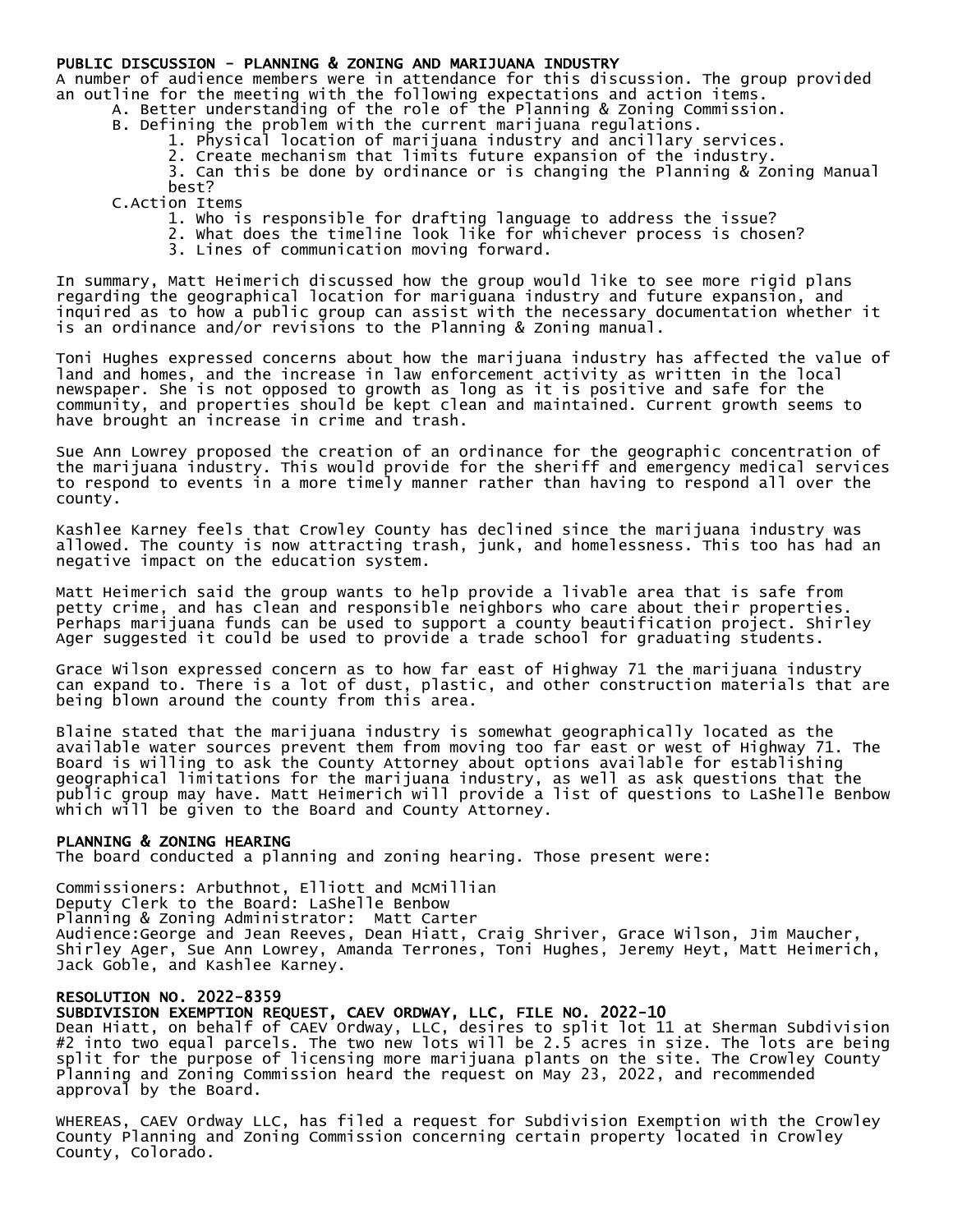## PUBLIC DISCUSSION - PLANNING & ZONING AND MARIJUANA INDUSTRY

A number of audience members were in attendance for this discussion. The group provided an outline for the meeting with the following expectations and action items.

- A. Better understanding of the role of the Planning & Zoning Commission.
- B. Defining the problem with the current marijuana regulations.
  1. Physical location of marijuana industry and ancillary services.
  2. Create mechanism that limits future expansion of the industry.
  3. Can this be done by ordinance or is changing the Planning & Zoning Manual best?
- C. Action Items
  1. Who is responsible for drafting language to address the issue?
  2. What does the timeline look like for whichever process is chosen?
  3. Lines of communication moving forward.

In summary, Matt Heimerich discussed how the group would like to see more rigid plans regarding the geographical location for mariguana industry and future expansion, and inquired as to how a public group can assist with the necessary documentation whether it is an ordinance and/or revisions to the Planning & Zoning manual.

Toni Hughes expressed concerns about how the marijuana industry has affected the value of land and homes, and the increase in law enforcement activity as written in the local newspaper. She is not opposed to growth as long as it is positive and safe for the community, and properties should be kept clean and maintained. Current growth seems to have brought an increase in crime and trash.

Sue Ann Lowrey proposed the creation of an ordinance for the geographic concentration of the marijuana industry. This would provide for the sheriff and emergency medical services to respond to events in a more timely manner rather than having to respond all over the county.

Kashlee Karney feels that Crowley County has declined since the marijuana industry was allowed. The county is now attracting trash, junk, and homelessness. This too has had an negative impact on the education system.

Matt Heimerich said the group wants to help provide a livable area that is safe from petty crime, and has clean and responsible neighbors who care about their properties. Perhaps marijuana funds can be used to support a county beautification project. Shirley Ager suggested it could be used to provide a trade school for graduating students.

Grace Wilson expressed concern as to how far east of Highway 71 the marijuana industry can expand to. There is a lot of dust, plastic, and other construction materials that are being blown around the county from this area.

Blaine stated that the marijuana industry is somewhat geographically located as the available water sources prevent them from moving too far east or west of Highway 71. The Board is willing to ask the County Attorney about options available for establishing geographical limitations for the marijuana industry, as well as ask questions that the public group may have. Matt Heimerich will provide a list of questions to LaShelle Benbow which will be given to the Board and County Attorney.

## PLANNING & ZONING HEARING

The board conducted a planning and zoning hearing. Those present were:

Commissioners: Arbuthnot, Elliott and McMillian
Deputy Clerk to the Board: LaShelle Benbow
Planning & Zoning Administrator: Matt Carter
Audience:George and Jean Reeves, Dean Hiatt, Craig Shriver, Grace Wilson, Jim Maucher, Shirley Ager, Sue Ann Lowrey, Amanda Terrones, Toni Hughes, Jeremy Heyt, Matt Heimerich, Jack Goble, and Kashlee Karney.

## RESOLUTION NO. 2022-8359
## SUBDIVISION EXEMPTION REQUEST, CAEV ORDWAY, LLC, FILE NO. 2022-10

Dean Hiatt, on behalf of CAEV Ordway, LLC, desires to split lot 11 at Sherman Subdivision #2 into two equal parcels. The two new lots will be 2.5 acres in size. The lots are being split for the purpose of licensing more marijuana plants on the site. The Crowley County Planning and Zoning Commission heard the request on May 23, 2022, and recommended approval by the Board.

WHEREAS, CAEV Ordway LLC, has filed a request for Subdivision Exemption with the Crowley County Planning and Zoning Commission concerning certain property located in Crowley County, Colorado.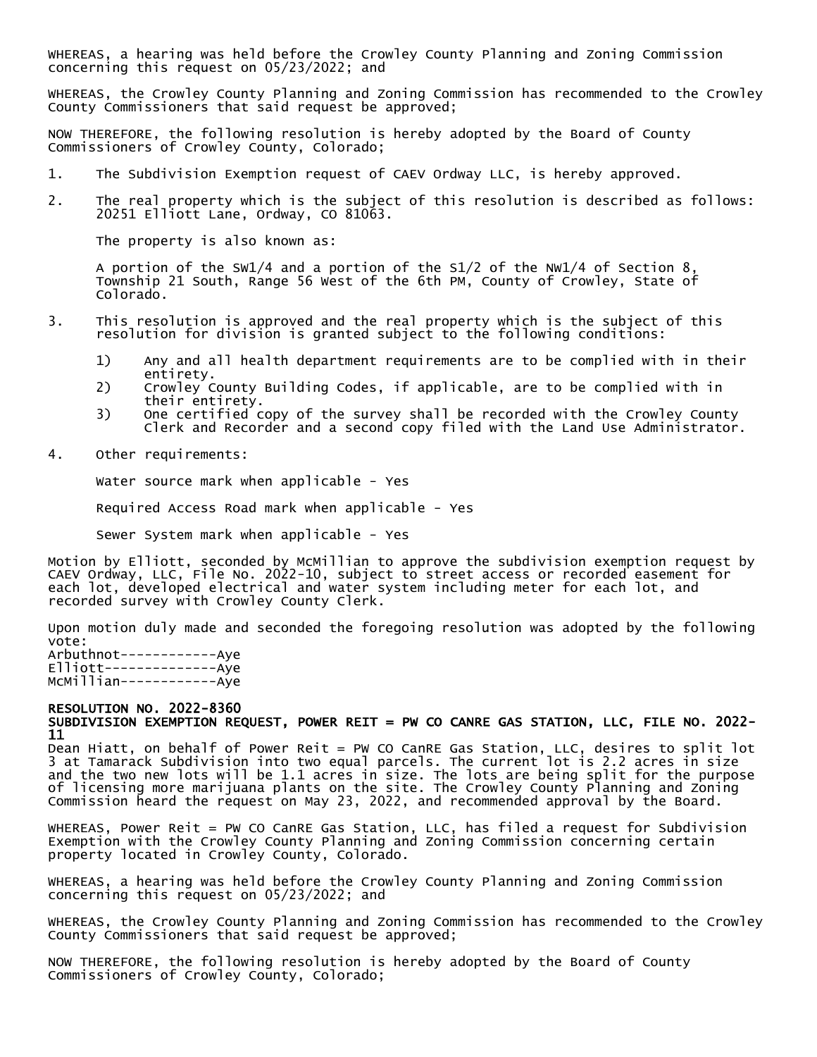WHEREAS, a hearing was held before the Crowley County Planning and Zoning Commission concerning this request on 05/23/2022; and

WHEREAS, the Crowley County Planning and Zoning Commission has recommended to the Crowley County Commissioners that said request be approved;

NOW THEREFORE, the following resolution is hereby adopted by the Board of County Commissioners of Crowley County, Colorado;

1. The Subdivision Exemption request of CAEV Ordway LLC, is hereby approved.

2. The real property which is the subject of this resolution is described as follows: 20251 Elliott Lane, Ordway, CO 81063.

   The property is also known as:

   A portion of the SW1/4 and a portion of the S1/2 of the NW1/4 of Section 8, Township 21 South, Range 56 West of the 6th PM, County of Crowley, State of Colorado.

3. This resolution is approved and the real property which is the subject of this resolution for division is granted subject to the following conditions:

   1) Any and all health department requirements are to be complied with in their entirety.
   2) Crowley County Building Codes, if applicable, are to be complied with in their entirety.
   3) One certified copy of the survey shall be recorded with the Crowley County Clerk and Recorder and a second copy filed with the Land Use Administrator.

4. Other requirements:

   Water source mark when applicable - Yes

   Required Access Road mark when applicable - Yes

   Sewer System mark when applicable - Yes

Motion by Elliott, seconded by McMillian to approve the subdivision exemption request by CAEV Ordway, LLC, File No. 2022-10, subject to street access or recorded easement for each lot, developed electrical and water system including meter for each lot, and recorded survey with Crowley County Clerk.

Upon motion duly made and seconded the foregoing resolution was adopted by the following vote:
Arbuthnot------------Aye
Elliott--------------Aye
McMillian------------Aye

**RESOLUTION NO. 2022-8360**
**SUBDIVISION EXEMPTION REQUEST, POWER REIT = PW CO CANRE GAS STATION, LLC, FILE NO. 2022-11**
Dean Hiatt, on behalf of Power Reit = PW CO CanRE Gas Station, LLC, desires to split lot 3 at Tamarack Subdivision into two equal parcels. The current lot is 2.2 acres in size and the two new lots will be 1.1 acres in size. The lots are being split for the purpose of licensing more marijuana plants on the site. The Crowley County Planning and Zoning Commission heard the request on May 23, 2022, and recommended approval by the Board.

WHEREAS, Power Reit = PW CO CanRE Gas Station, LLC, has filed a request for Subdivision Exemption with the Crowley County Planning and Zoning Commission concerning certain property located in Crowley County, Colorado.

WHEREAS, a hearing was held before the Crowley County Planning and Zoning Commission concerning this request on 05/23/2022; and

WHEREAS, the Crowley County Planning and Zoning Commission has recommended to the Crowley County Commissioners that said request be approved;

NOW THEREFORE, the following resolution is hereby adopted by the Board of County Commissioners of Crowley County, Colorado;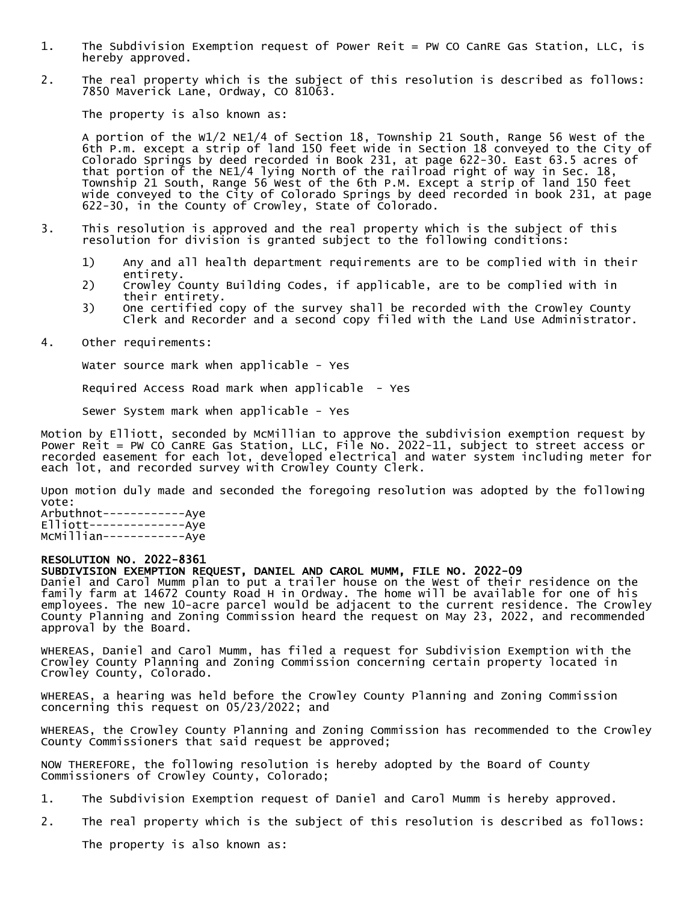1. The Subdivision Exemption request of Power Reit = PW CO CanRE Gas Station, LLC, is hereby approved.

2. The real property which is the subject of this resolution is described as follows: 7850 Maverick Lane, Ordway, CO 81063.

   The property is also known as:

   A portion of the W1/2 NE1/4 of Section 18, Township 21 South, Range 56 West of the 6th P.m. except a strip of land 150 feet wide in Section 18 conveyed to the City of Colorado Springs by deed recorded in Book 231, at page 622-30. East 63.5 acres of that portion of the NE1/4 lying North of the railroad right of way in Sec. 18, Township 21 South, Range 56 West of the 6th P.M. Except a strip of land 150 feet wide conveyed to the City of Colorado Springs by deed recorded in book 231, at page 622-30, in the County of Crowley, State of Colorado.

3. This resolution is approved and the real property which is the subject of this resolution for division is granted subject to the following conditions:

   1) Any and all health department requirements are to be complied with in their entirety.
   2) Crowley County Building Codes, if applicable, are to be complied with in their entirety.
   3) One certified copy of the survey shall be recorded with the Crowley County Clerk and Recorder and a second copy filed with the Land Use Administrator.

4. Other requirements:

   Water source mark when applicable - Yes

   Required Access Road mark when applicable - Yes

   Sewer System mark when applicable - Yes

Motion by Elliott, seconded by McMillian to approve the subdivision exemption request by Power Reit = PW CO CanRE Gas Station, LLC, File No. 2022-11, subject to street access or recorded easement for each lot, developed electrical and water system including meter for each lot, and recorded survey with Crowley County Clerk.

Upon motion duly made and seconded the foregoing resolution was adopted by the following vote:
Arbuthnot------------Aye
Elliott--------------Aye
McMillian------------Aye

**RESOLUTION NO. 2022-8361**
**SUBDIVISION EXEMPTION REQUEST, DANIEL AND CAROL MUMM, FILE NO. 2022-09**
Daniel and Carol Mumm plan to put a trailer house on the West of their residence on the family farm at 14672 County Road H in Ordway. The home will be available for one of his employees. The new 10-acre parcel would be adjacent to the current residence. The Crowley County Planning and Zoning Commission heard the request on May 23, 2022, and recommended approval by the Board.

WHEREAS, Daniel and Carol Mumm, has filed a request for Subdivision Exemption with the Crowley County Planning and Zoning Commission concerning certain property located in Crowley County, Colorado.

WHEREAS, a hearing was held before the Crowley County Planning and Zoning Commission concerning this request on 05/23/2022; and

WHEREAS, the Crowley County Planning and Zoning Commission has recommended to the Crowley County Commissioners that said request be approved;

NOW THEREFORE, the following resolution is hereby adopted by the Board of County Commissioners of Crowley County, Colorado;

1. The Subdivision Exemption request of Daniel and Carol Mumm is hereby approved.

2. The real property which is the subject of this resolution is described as follows:

   The property is also known as: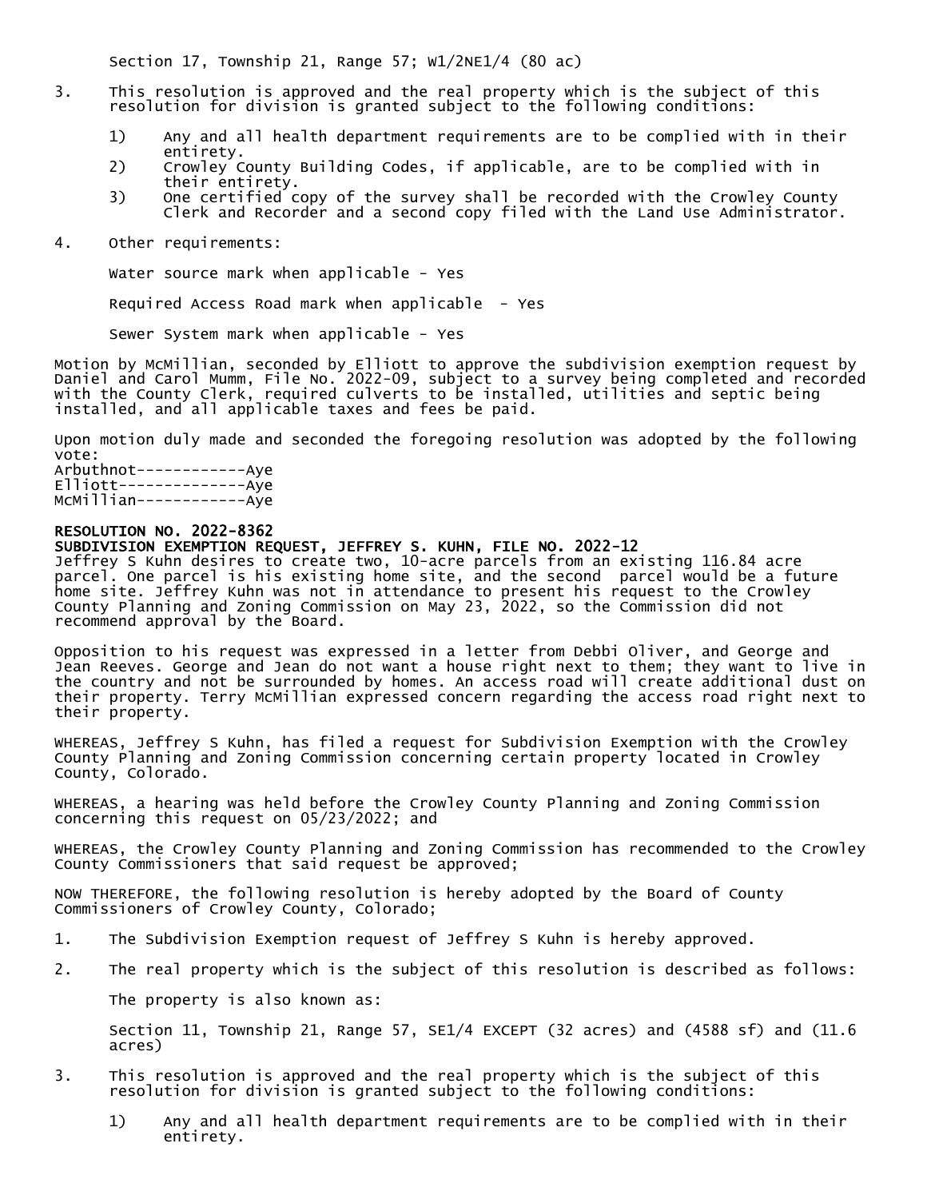Section 17, Township 21, Range 57; W1/2NE1/4 (80 ac)

3. This resolution is approved and the real property which is the subject of this resolution for division is granted subject to the following conditions:

   1) Any and all health department requirements are to be complied with in their entirety.
   2) Crowley County Building Codes, if applicable, are to be complied with in their entirety.
   3) One certified copy of the survey shall be recorded with the Crowley County Clerk and Recorder and a second copy filed with the Land Use Administrator.

4. Other requirements:

   Water source mark when applicable - Yes

   Required Access Road mark when applicable - Yes

   Sewer System mark when applicable - Yes

Motion by McMillian, seconded by Elliott to approve the subdivision exemption request by Daniel and Carol Mumm, File No. 2022-09, subject to a survey being completed and recorded with the County Clerk, required culverts to be installed, utilities and septic being installed, and all applicable taxes and fees be paid.

Upon motion duly made and seconded the foregoing resolution was adopted by the following vote:
Arbuthnot------------Aye
Elliott--------------Aye
McMillian------------Aye

**RESOLUTION NO. 2022-8362**
**SUBDIVISION EXEMPTION REQUEST, JEFFREY S. KUHN, FILE NO. 2022-12**
Jeffrey S Kuhn desires to create two, 10-acre parcels from an existing 116.84 acre parcel. One parcel is his existing home site, and the second parcel would be a future home site. Jeffrey Kuhn was not in attendance to present his request to the Crowley County Planning and Zoning Commission on May 23, 2022, so the Commission did not recommend approval by the Board.

Opposition to his request was expressed in a letter from Debbi Oliver, and George and Jean Reeves. George and Jean do not want a house right next to them; they want to live in the country and not be surrounded by homes. An access road will create additional dust on their property. Terry McMillian expressed concern regarding the access road right next to their property.

WHEREAS, Jeffrey S Kuhn, has filed a request for Subdivision Exemption with the Crowley County Planning and Zoning Commission concerning certain property located in Crowley County, Colorado.

WHEREAS, a hearing was held before the Crowley County Planning and Zoning Commission concerning this request on 05/23/2022; and

WHEREAS, the Crowley County Planning and Zoning Commission has recommended to the Crowley County Commissioners that said request be approved;

NOW THEREFORE, the following resolution is hereby adopted by the Board of County Commissioners of Crowley County, Colorado;

1. The Subdivision Exemption request of Jeffrey S Kuhn is hereby approved.

2. The real property which is the subject of this resolution is described as follows:

   The property is also known as:

   Section 11, Township 21, Range 57, SE1/4 EXCEPT (32 acres) and (4588 sf) and (11.6 acres)

3. This resolution is approved and the real property which is the subject of this resolution for division is granted subject to the following conditions:

   1) Any and all health department requirements are to be complied with in their entirety.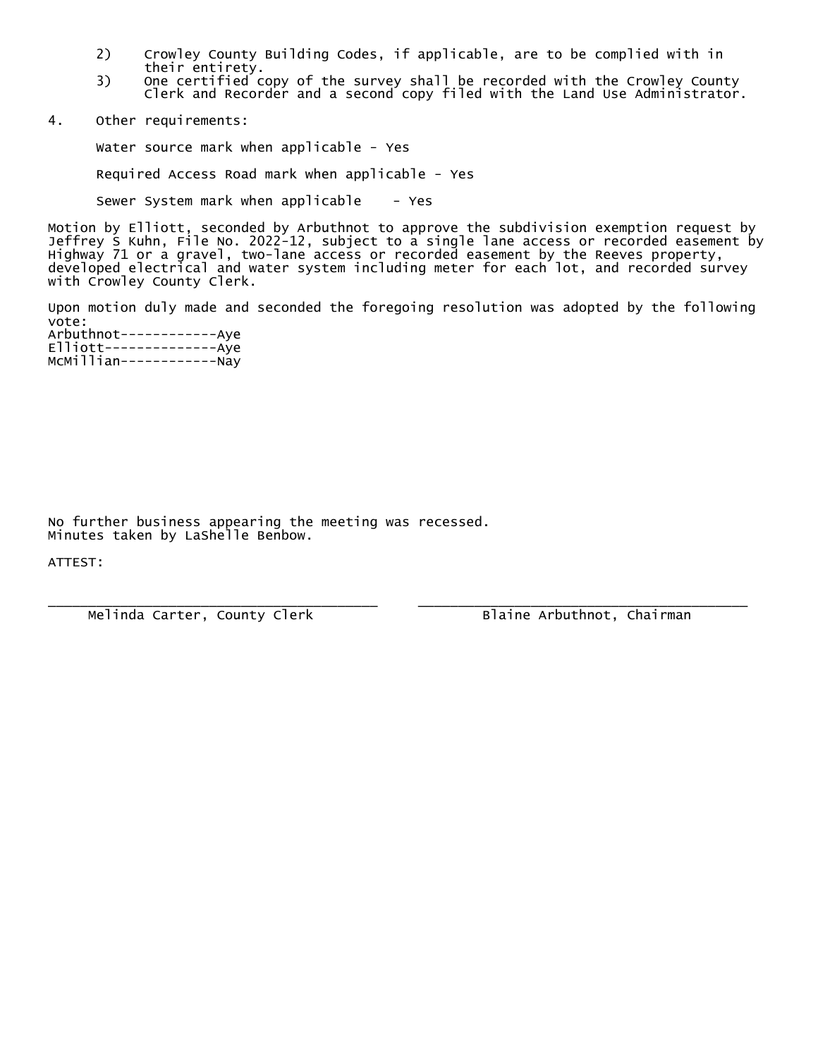2) Crowley County Building Codes, if applicable, are to be complied with in their entirety.
3) One certified copy of the survey shall be recorded with the Crowley County Clerk and Recorder and a second copy filed with the Land Use Administrator.

4. Other requirements:

   Water source mark when applicable - Yes

   Required Access Road mark when applicable - Yes

   Sewer System mark when applicable - Yes

Motion by Elliott, seconded by Arbuthnot to approve the subdivision exemption request by Jeffrey S Kuhn, File No. 2022-12, subject to a single lane access or recorded easement by Highway 71 or a gravel, two-lane access or recorded easement by the Reeves property, developed electrical and water system including meter for each lot, and recorded survey with Crowley County Clerk.

Upon motion duly made and seconded the foregoing resolution was adopted by the following vote:
Arbuthnot------------Aye
Elliott--------------Aye
McMillian------------Nay

No further business appearing the meeting was recessed.
Minutes taken by LaShelle Benbow.

ATTEST:

______________________________ ______________________________
Melinda Carter, County Clerk Blaine Arbuthnot, Chairman